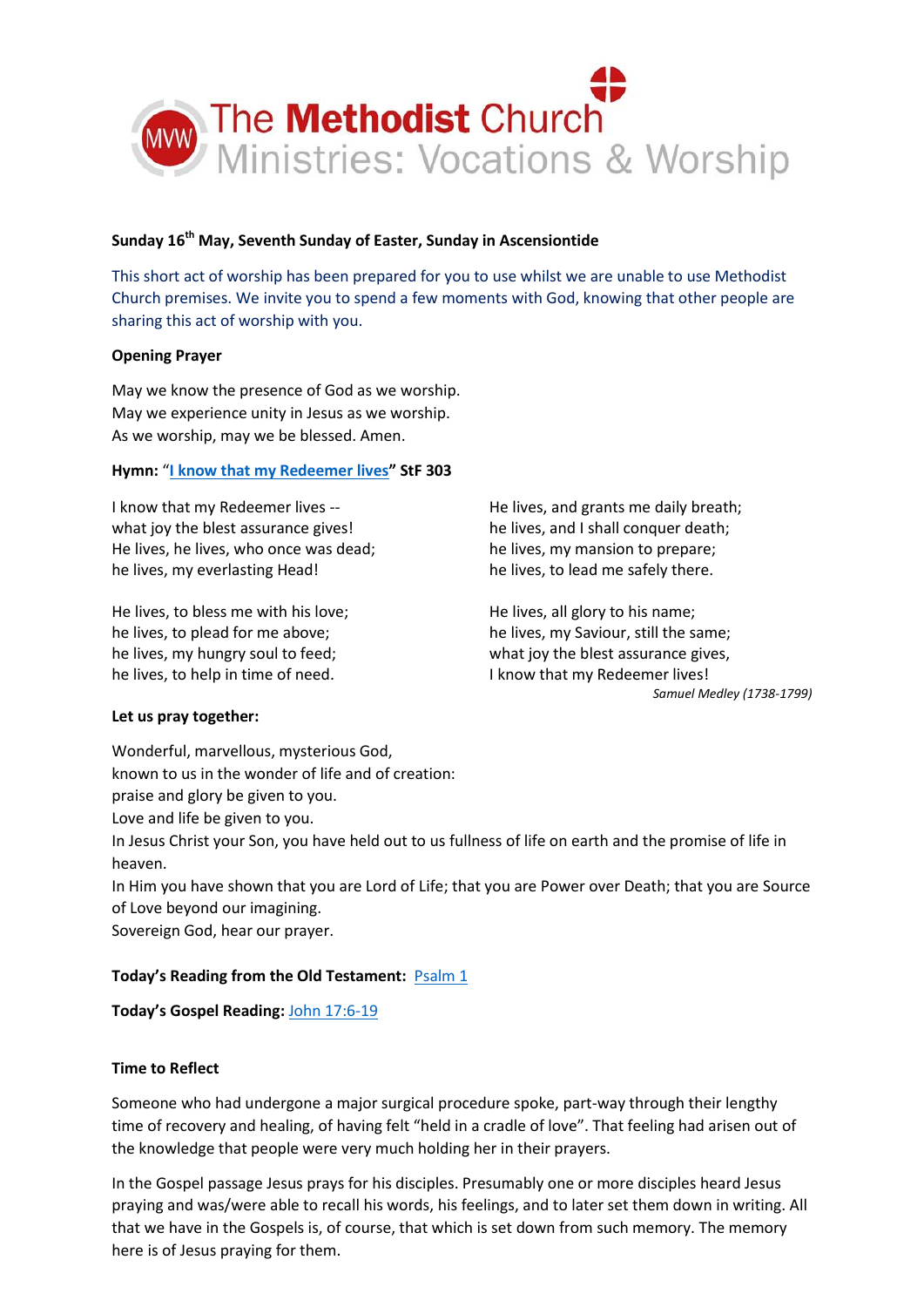The Methodist Church
Ministries: Vocations & Worship

**Sunday 16th May, Seventh Sunday of Easter, Sunday in Ascensiontide**

This short act of worship has been prepared for you to use whilst we are unable to use Methodist Church premises. We invite you to spend a few moments with God, knowing that other people are sharing this act of worship with you.

**Opening Prayer**

May we know the presence of God as we worship.
May we experience unity in Jesus as we worship.
As we worship, may we be blessed. Amen.

**Hymn: "I know that my Redeemer lives" StF 303**

I know that my Redeemer lives --
what joy the blest assurance gives!
He lives, he lives, who once was dead;
he lives, my everlasting Head!

He lives, to bless me with his love;
he lives, to plead for me above;
he lives, my hungry soul to feed;
he lives, to help in time of need.

He lives, and grants me daily breath;
he lives, and I shall conquer death;
he lives, my mansion to prepare;
he lives, to lead me safely there.

He lives, all glory to his name;
he lives, my Saviour, still the same;
what joy the blest assurance gives,
I know that my Redeemer lives!

*Samuel Medley (1738-1799)*

**Let us pray together:**

Wonderful, marvellous, mysterious God,
known to us in the wonder of life and of creation:
praise and glory be given to you.
Love and life be given to you.
In Jesus Christ your Son, you have held out to us fullness of life on earth and the promise of life in heaven.
In Him you have shown that you are Lord of Life; that you are Power over Death; that you are Source of Love beyond our imagining.
Sovereign God, hear our prayer.

**Today's Reading from the Old Testament:** Psalm 1

**Today's Gospel Reading:** John 17:6-19

**Time to Reflect**

Someone who had undergone a major surgical procedure spoke, part-way through their lengthy time of recovery and healing, of having felt "held in a cradle of love". That feeling had arisen out of the knowledge that people were very much holding her in their prayers.

In the Gospel passage Jesus prays for his disciples. Presumably one or more disciples heard Jesus praying and was/were able to recall his words, his feelings, and to later set them down in writing. All that we have in the Gospels is, of course, that which is set down from such memory. The memory here is of Jesus praying for them.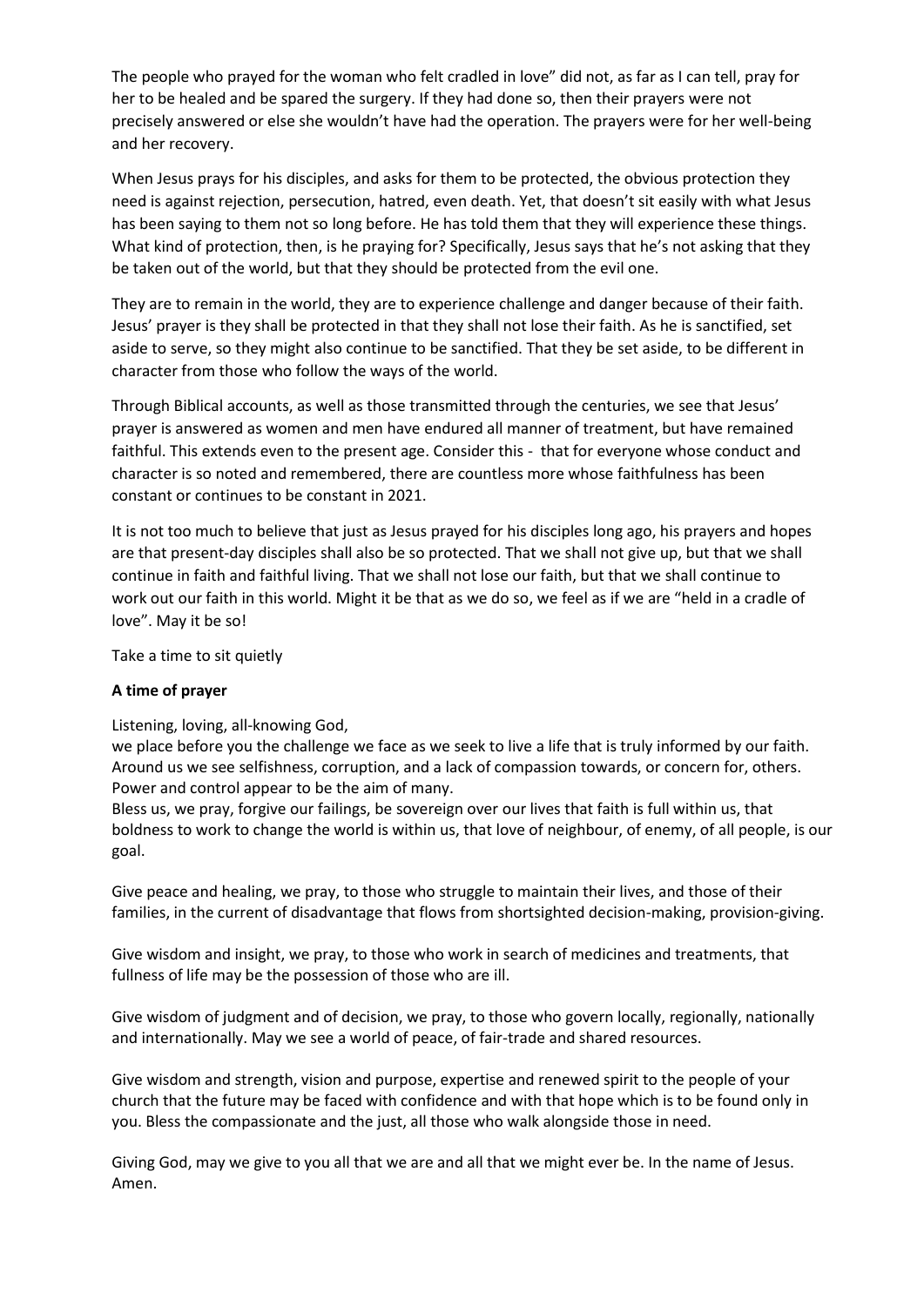The people who prayed for the woman who felt cradled in love" did not, as far as I can tell, pray for her to be healed and be spared the surgery. If they had done so, then their prayers were not precisely answered or else she wouldn't have had the operation. The prayers were for her well-being and her recovery.

When Jesus prays for his disciples, and asks for them to be protected, the obvious protection they need is against rejection, persecution, hatred, even death. Yet, that doesn't sit easily with what Jesus has been saying to them not so long before. He has told them that they will experience these things. What kind of protection, then, is he praying for? Specifically, Jesus says that he's not asking that they be taken out of the world, but that they should be protected from the evil one.

They are to remain in the world, they are to experience challenge and danger because of their faith. Jesus' prayer is they shall be protected in that they shall not lose their faith. As he is sanctified, set aside to serve, so they might also continue to be sanctified. That they be set aside, to be different in character from those who follow the ways of the world.

Through Biblical accounts, as well as those transmitted through the centuries, we see that Jesus' prayer is answered as women and men have endured all manner of treatment, but have remained faithful. This extends even to the present age. Consider this - that for everyone whose conduct and character is so noted and remembered, there are countless more whose faithfulness has been constant or continues to be constant in 2021.

It is not too much to believe that just as Jesus prayed for his disciples long ago, his prayers and hopes are that present-day disciples shall also be so protected. That we shall not give up, but that we shall continue in faith and faithful living. That we shall not lose our faith, but that we shall continue to work out our faith in this world. Might it be that as we do so, we feel as if we are "held in a cradle of love". May it be so!

Take a time to sit quietly

**A time of prayer**

Listening, loving, all-knowing God,
we place before you the challenge we face as we seek to live a life that is truly informed by our faith. Around us we see selfishness, corruption, and a lack of compassion towards, or concern for, others. Power and control appear to be the aim of many.
Bless us, we pray, forgive our failings, be sovereign over our lives that faith is full within us, that boldness to work to change the world is within us, that love of neighbour, of enemy, of all people, is our goal.

Give peace and healing, we pray, to those who struggle to maintain their lives, and those of their families, in the current of disadvantage that flows from shortsighted decision-making, provision-giving.

Give wisdom and insight, we pray, to those who work in search of medicines and treatments, that fullness of life may be the possession of those who are ill.

Give wisdom of judgment and of decision, we pray, to those who govern locally, regionally, nationally and internationally. May we see a world of peace, of fair-trade and shared resources.

Give wisdom and strength, vision and purpose, expertise and renewed spirit to the people of your church that the future may be faced with confidence and with that hope which is to be found only in you. Bless the compassionate and the just, all those who walk alongside those in need.

Giving God, may we give to you all that we are and all that we might ever be. In the name of Jesus. Amen.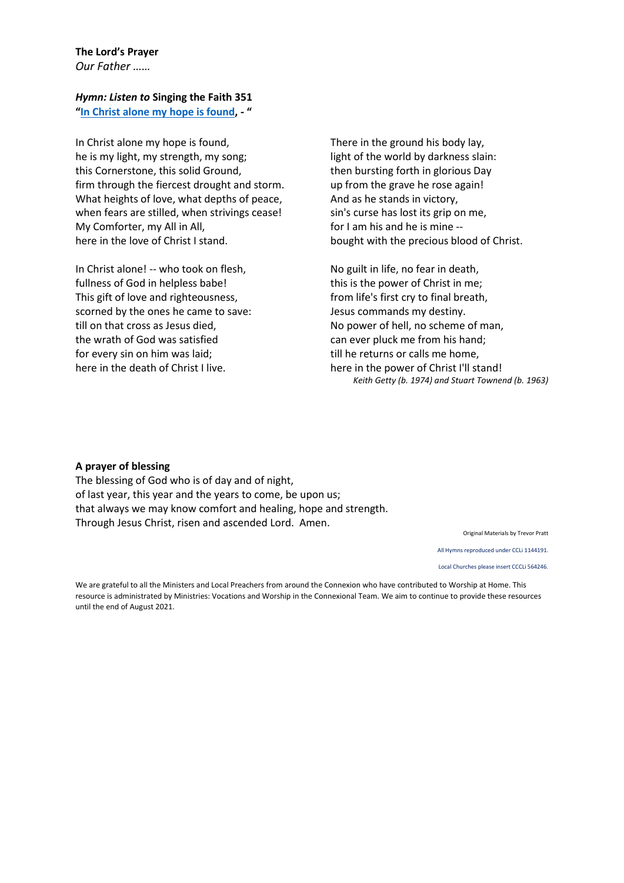**The Lord's Prayer**

*Our Father ……*

***Hymn: Listen to* Singing the Faith 351**

**"In Christ alone my hope is found, - "**

In Christ alone my hope is found,
he is my light, my strength, my song;
this Cornerstone, this solid Ground,
firm through the fiercest drought and storm.
What heights of love, what depths of peace,
when fears are stilled, when strivings cease!
My Comforter, my All in All,
here in the love of Christ I stand.

In Christ alone! -- who took on flesh,
fullness of God in helpless babe!
This gift of love and righteousness,
scorned by the ones he came to save:
till on that cross as Jesus died,
the wrath of God was satisfied
for every sin on him was laid;
here in the death of Christ I live.

There in the ground his body lay,
light of the world by darkness slain:
then bursting forth in glorious Day
up from the grave he rose again!
And as he stands in victory,
sin's curse has lost its grip on me,
for I am his and he is mine --
bought with the precious blood of Christ.

No guilt in life, no fear in death,
this is the power of Christ in me;
from life's first cry to final breath,
Jesus commands my destiny.
No power of hell, no scheme of man,
can ever pluck me from his hand;
till he returns or calls me home,
here in the power of Christ I'll stand!

*Keith Getty (b. 1974) and Stuart Townend (b. 1963)*

**A prayer of blessing**

The blessing of God who is of day and of night,
of last year, this year and the years to come, be upon us;
that always we may know comfort and healing, hope and strength.
Through Jesus Christ, risen and ascended Lord. Amen.

Original Materials by Trevor Pratt

All Hymns reproduced under CCLi 1144191.

Local Churches please insert CCCLi 564246.

We are grateful to all the Ministers and Local Preachers from around the Connexion who have contributed to Worship at Home. This resource is administrated by Ministries: Vocations and Worship in the Connexional Team. We aim to continue to provide these resources until the end of August 2021.